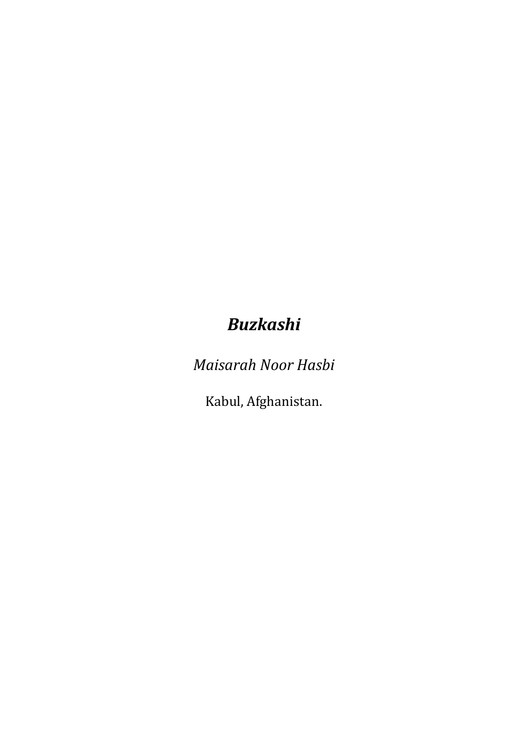# *Buzkashi*

*Maisarah Noor Hasbi*

Kabul, Afghanistan.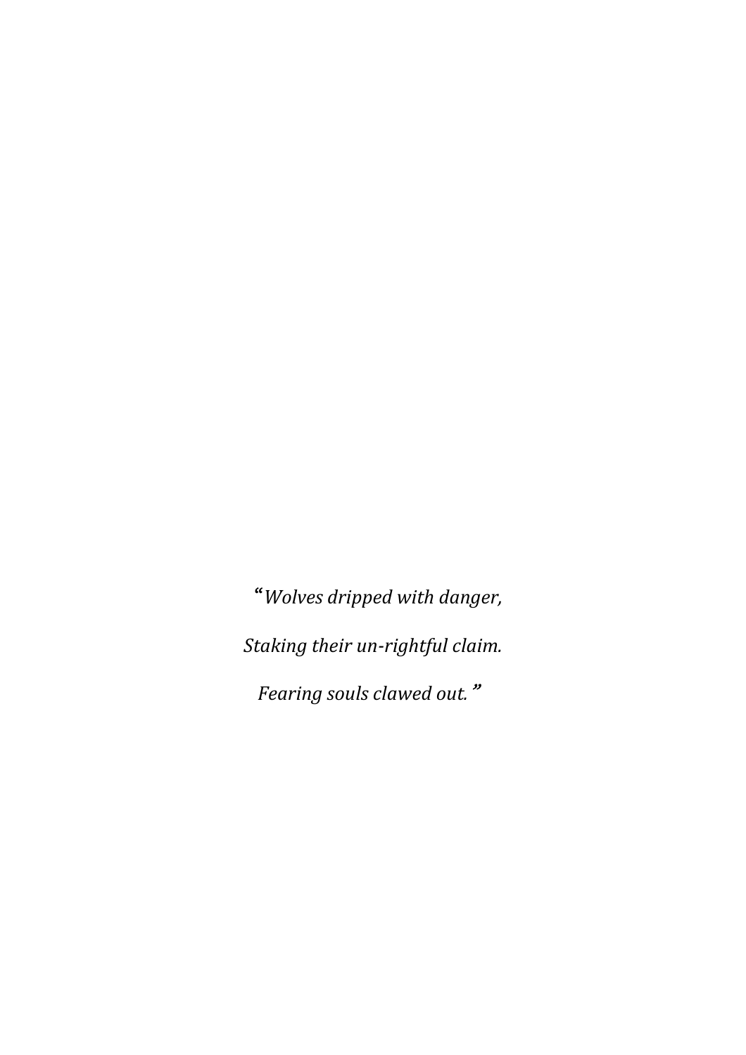*"Wolves dripped with danger,*

*Staking their un-rightful claim.*

*Fearing souls clawed out."*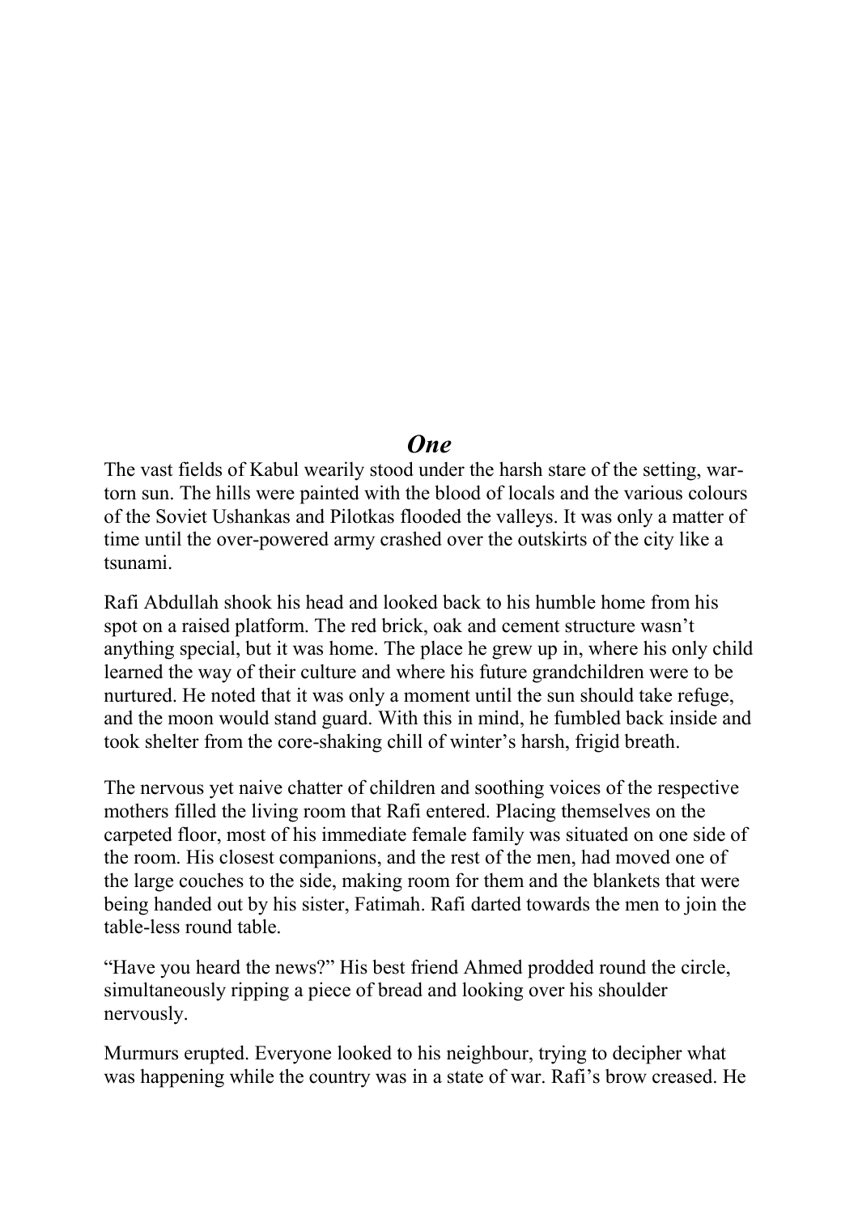# *One*

The vast fields of Kabul wearily stood under the harsh stare of the setting, war-torn sun. The hills were painted with the blood of locals and the various colours of the Soviet Ushankas and Pilotkas flooded the valleys. It was only a matter of time until the over-powered army crashed over the outskirts of the city like a tsunami.

Rafi Abdullah shook his head and looked back to his humble home from his spot on a raised platform. The red brick, oak and cement structure wasn't anything special, but it was home. The place he grew up in, where his only child learned the way of their culture and where his future grandchildren were to be nurtured. He noted that it was only a moment until the sun should take refuge, and the moon would stand guard. With this in mind, he fumbled back inside and took shelter from the core-shaking chill of winter's harsh, frigid breath.

The nervous yet naive chatter of children and soothing voices of the respective mothers filled the living room that Rafi entered. Placing themselves on the carpeted floor, most of his immediate female family was situated on one side of the room. His closest companions, and the rest of the men, had moved one of the large couches to the side, making room for them and the blankets that were being handed out by his sister, Fatimah. Rafi darted towards the men to join the table-less round table.

"Have you heard the news?" His best friend Ahmed prodded round the circle, simultaneously ripping a piece of bread and looking over his shoulder nervously.

Murmurs erupted. Everyone looked to his neighbour, trying to decipher what was happening while the country was in a state of war. Rafi's brow creased. He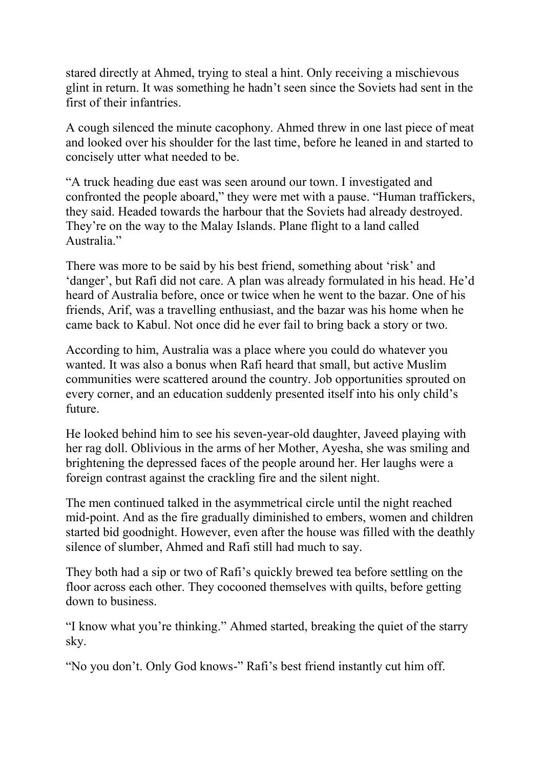stared directly at Ahmed, trying to steal a hint. Only receiving a mischievous glint in return. It was something he hadn't seen since the Soviets had sent in the first of their infantries.

A cough silenced the minute cacophony. Ahmed threw in one last piece of meat and looked over his shoulder for the last time, before he leaned in and started to concisely utter what needed to be.

"A truck heading due east was seen around our town. I investigated and confronted the people aboard," they were met with a pause. "Human traffickers, they said. Headed towards the harbour that the Soviets had already destroyed. They're on the way to the Malay Islands. Plane flight to a land called Australia."

There was more to be said by his best friend, something about 'risk' and 'danger', but Rafi did not care. A plan was already formulated in his head. He'd heard of Australia before, once or twice when he went to the bazar. One of his friends, Arif, was a travelling enthusiast, and the bazar was his home when he came back to Kabul. Not once did he ever fail to bring back a story or two.

According to him, Australia was a place where you could do whatever you wanted. It was also a bonus when Rafi heard that small, but active Muslim communities were scattered around the country. Job opportunities sprouted on every corner, and an education suddenly presented itself into his only child's future.

He looked behind him to see his seven-year-old daughter, Javeed playing with her rag doll. Oblivious in the arms of her Mother, Ayesha, she was smiling and brightening the depressed faces of the people around her. Her laughs were a foreign contrast against the crackling fire and the silent night.

The men continued talked in the asymmetrical circle until the night reached mid-point. And as the fire gradually diminished to embers, women and children started bid goodnight. However, even after the house was filled with the deathly silence of slumber, Ahmed and Rafi still had much to say.

They both had a sip or two of Rafi's quickly brewed tea before settling on the floor across each other. They cocooned themselves with quilts, before getting down to business.

"I know what you're thinking." Ahmed started, breaking the quiet of the starry sky.

"No you don't. Only God knows-" Rafi's best friend instantly cut him off.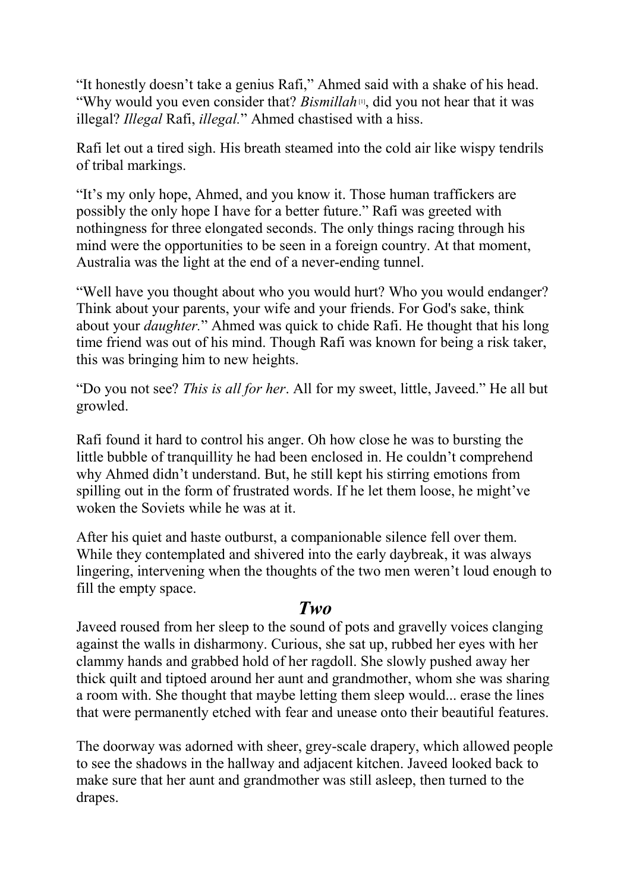"It honestly doesn't take a genius Rafi," Ahmed said with a shake of his head. "Why would you even consider that? *Bismillah*[1], did you not hear that it was illegal? *Illegal* Rafi, *illegal.*" Ahmed chastised with a hiss.

Rafi let out a tired sigh. His breath steamed into the cold air like wispy tendrils of tribal markings.

"It's my only hope, Ahmed, and you know it. Those human traffickers are possibly the only hope I have for a better future." Rafi was greeted with nothingness for three elongated seconds. The only things racing through his mind were the opportunities to be seen in a foreign country. At that moment, Australia was the light at the end of a never-ending tunnel.

"Well have you thought about who you would hurt? Who you would endanger? Think about your parents, your wife and your friends. For God's sake, think about your *daughter.*" Ahmed was quick to chide Rafi. He thought that his long time friend was out of his mind. Though Rafi was known for being a risk taker, this was bringing him to new heights.

"Do you not see? *This is all for her*. All for my sweet, little, Javeed." He all but growled.

Rafi found it hard to control his anger. Oh how close he was to bursting the little bubble of tranquillity he had been enclosed in. He couldn't comprehend why Ahmed didn't understand. But, he still kept his stirring emotions from spilling out in the form of frustrated words. If he let them loose, he might've woken the Soviets while he was at it.

After his quiet and haste outburst, a companionable silence fell over them. While they contemplated and shivered into the early daybreak, it was always lingering, intervening when the thoughts of the two men weren't loud enough to fill the empty space.

## *Two*

Javeed roused from her sleep to the sound of pots and gravelly voices clanging against the walls in disharmony. Curious, she sat up, rubbed her eyes with her clammy hands and grabbed hold of her ragdoll. She slowly pushed away her thick quilt and tiptoed around her aunt and grandmother, whom she was sharing a room with. She thought that maybe letting them sleep would... erase the lines that were permanently etched with fear and unease onto their beautiful features.

The doorway was adorned with sheer, grey-scale drapery, which allowed people to see the shadows in the hallway and adjacent kitchen. Javeed looked back to make sure that her aunt and grandmother was still asleep, then turned to the drapes.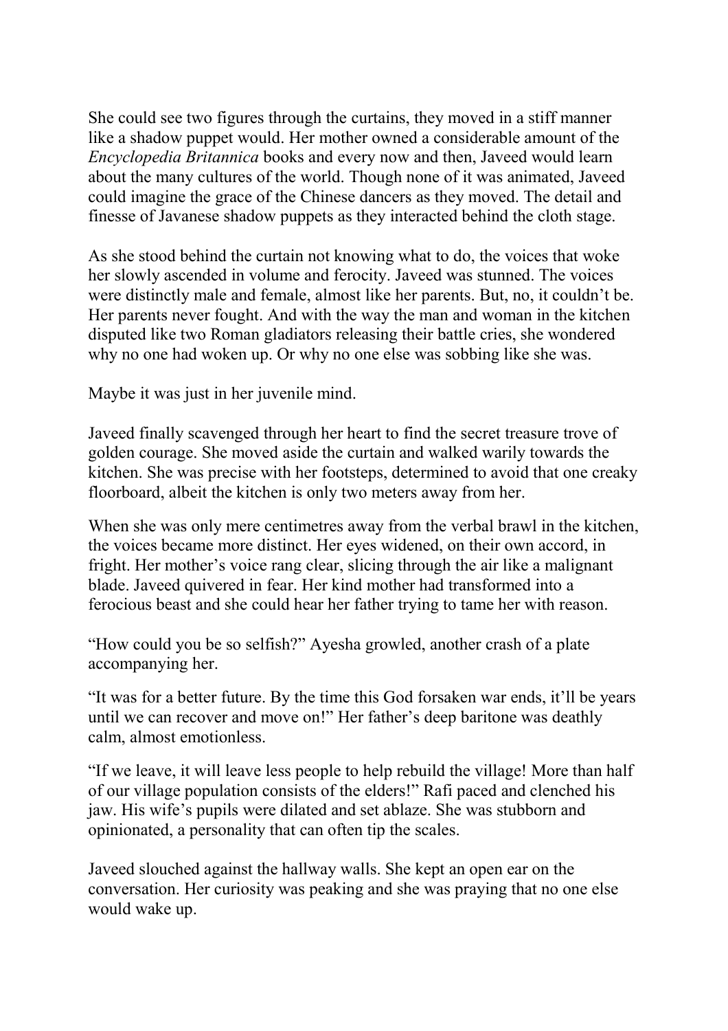She could see two figures through the curtains, they moved in a stiff manner like a shadow puppet would. Her mother owned a considerable amount of the *Encyclopedia Britannica* books and every now and then, Javeed would learn about the many cultures of the world. Though none of it was animated, Javeed could imagine the grace of the Chinese dancers as they moved. The detail and finesse of Javanese shadow puppets as they interacted behind the cloth stage.

As she stood behind the curtain not knowing what to do, the voices that woke her slowly ascended in volume and ferocity. Javeed was stunned. The voices were distinctly male and female, almost like her parents. But, no, it couldn't be. Her parents never fought. And with the way the man and woman in the kitchen disputed like two Roman gladiators releasing their battle cries, she wondered why no one had woken up. Or why no one else was sobbing like she was.

Maybe it was just in her juvenile mind.

Javeed finally scavenged through her heart to find the secret treasure trove of golden courage. She moved aside the curtain and walked warily towards the kitchen. She was precise with her footsteps, determined to avoid that one creaky floorboard, albeit the kitchen is only two meters away from her.

When she was only mere centimetres away from the verbal brawl in the kitchen, the voices became more distinct. Her eyes widened, on their own accord, in fright. Her mother's voice rang clear, slicing through the air like a malignant blade. Javeed quivered in fear. Her kind mother had transformed into a ferocious beast and she could hear her father trying to tame her with reason.

"How could you be so selfish?" Ayesha growled, another crash of a plate accompanying her.

"It was for a better future. By the time this God forsaken war ends, it'll be years until we can recover and move on!" Her father's deep baritone was deathly calm, almost emotionless.

"If we leave, it will leave less people to help rebuild the village! More than half of our village population consists of the elders!" Rafi paced and clenched his jaw. His wife's pupils were dilated and set ablaze. She was stubborn and opinionated, a personality that can often tip the scales.

Javeed slouched against the hallway walls. She kept an open ear on the conversation. Her curiosity was peaking and she was praying that no one else would wake up.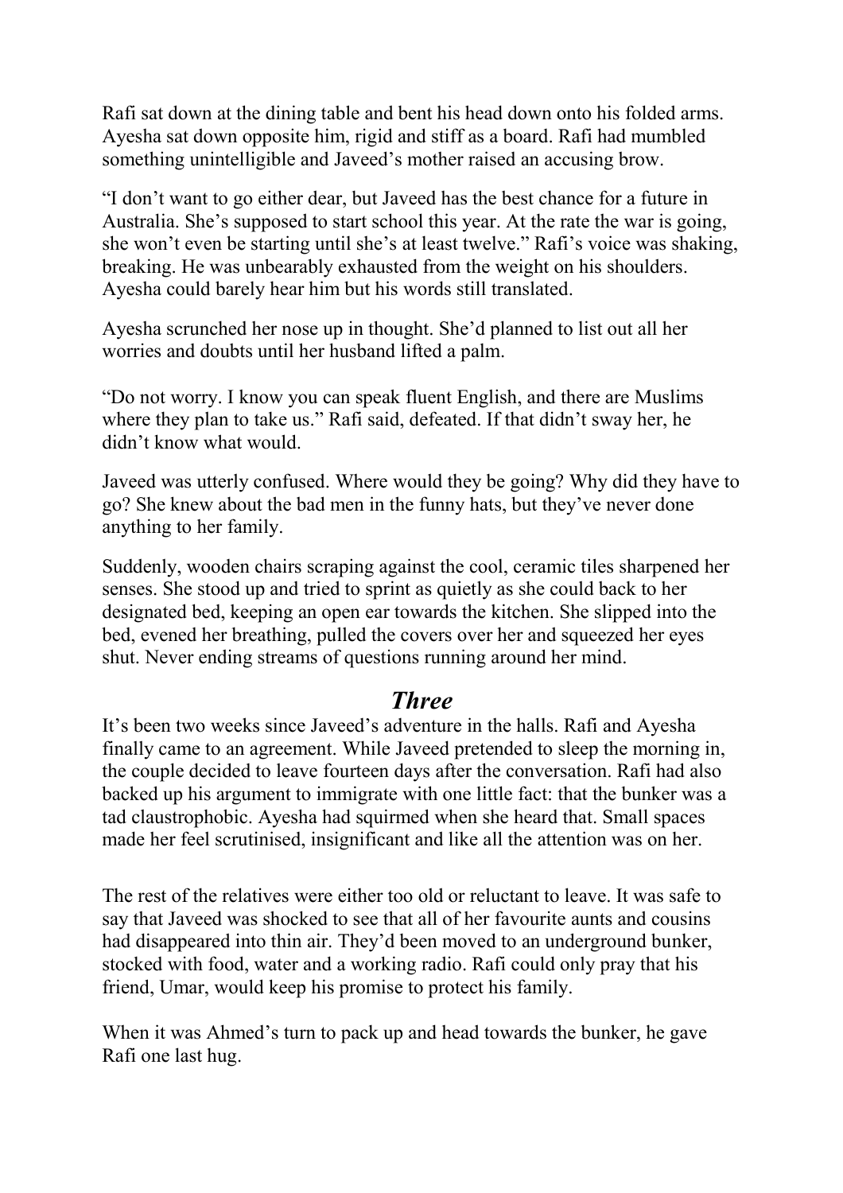Rafi sat down at the dining table and bent his head down onto his folded arms. Ayesha sat down opposite him, rigid and stiff as a board. Rafi had mumbled something unintelligible and Javeed's mother raised an accusing brow.

"I don't want to go either dear, but Javeed has the best chance for a future in Australia. She's supposed to start school this year. At the rate the war is going, she won't even be starting until she's at least twelve." Rafi's voice was shaking, breaking. He was unbearably exhausted from the weight on his shoulders. Ayesha could barely hear him but his words still translated.

Ayesha scrunched her nose up in thought. She'd planned to list out all her worries and doubts until her husband lifted a palm.

"Do not worry. I know you can speak fluent English, and there are Muslims where they plan to take us." Rafi said, defeated. If that didn't sway her, he didn't know what would.

Javeed was utterly confused. Where would they be going? Why did they have to go? She knew about the bad men in the funny hats, but they've never done anything to her family.

Suddenly, wooden chairs scraping against the cool, ceramic tiles sharpened her senses. She stood up and tried to sprint as quietly as she could back to her designated bed, keeping an open ear towards the kitchen. She slipped into the bed, evened her breathing, pulled the covers over her and squeezed her eyes shut. Never ending streams of questions running around her mind.

## *Three*

It's been two weeks since Javeed's adventure in the halls. Rafi and Ayesha finally came to an agreement. While Javeed pretended to sleep the morning in, the couple decided to leave fourteen days after the conversation. Rafi had also backed up his argument to immigrate with one little fact: that the bunker was a tad claustrophobic. Ayesha had squirmed when she heard that. Small spaces made her feel scrutinised, insignificant and like all the attention was on her.

The rest of the relatives were either too old or reluctant to leave. It was safe to say that Javeed was shocked to see that all of her favourite aunts and cousins had disappeared into thin air. They'd been moved to an underground bunker, stocked with food, water and a working radio. Rafi could only pray that his friend, Umar, would keep his promise to protect his family.

When it was Ahmed's turn to pack up and head towards the bunker, he gave Rafi one last hug.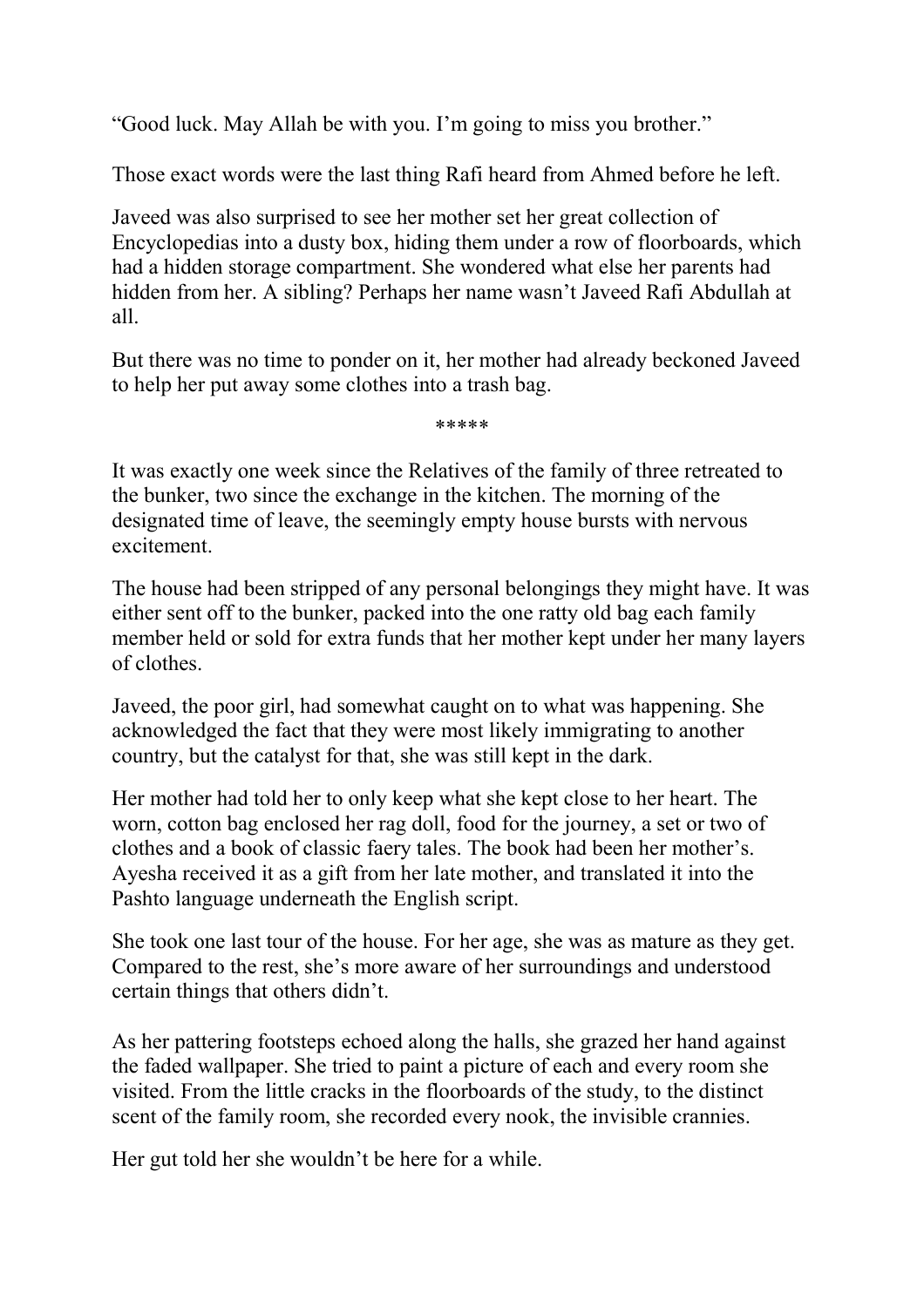"Good luck. May Allah be with you. I'm going to miss you brother."

Those exact words were the last thing Rafi heard from Ahmed before he left.

Javeed was also surprised to see her mother set her great collection of Encyclopedias into a dusty box, hiding them under a row of floorboards, which had a hidden storage compartment. She wondered what else her parents had hidden from her. A sibling? Perhaps her name wasn't Javeed Rafi Abdullah at all.

But there was no time to ponder on it, her mother had already beckoned Javeed to help her put away some clothes into a trash bag.

*****

It was exactly one week since the Relatives of the family of three retreated to the bunker, two since the exchange in the kitchen. The morning of the designated time of leave, the seemingly empty house bursts with nervous excitement.

The house had been stripped of any personal belongings they might have. It was either sent off to the bunker, packed into the one ratty old bag each family member held or sold for extra funds that her mother kept under her many layers of clothes.

Javeed, the poor girl, had somewhat caught on to what was happening. She acknowledged the fact that they were most likely immigrating to another country, but the catalyst for that, she was still kept in the dark.

Her mother had told her to only keep what she kept close to her heart. The worn, cotton bag enclosed her rag doll, food for the journey, a set or two of clothes and a book of classic faery tales. The book had been her mother's. Ayesha received it as a gift from her late mother, and translated it into the Pashto language underneath the English script.

She took one last tour of the house. For her age, she was as mature as they get. Compared to the rest, she's more aware of her surroundings and understood certain things that others didn't.

As her pattering footsteps echoed along the halls, she grazed her hand against the faded wallpaper. She tried to paint a picture of each and every room she visited. From the little cracks in the floorboards of the study, to the distinct scent of the family room, she recorded every nook, the invisible crannies.

Her gut told her she wouldn't be here for a while.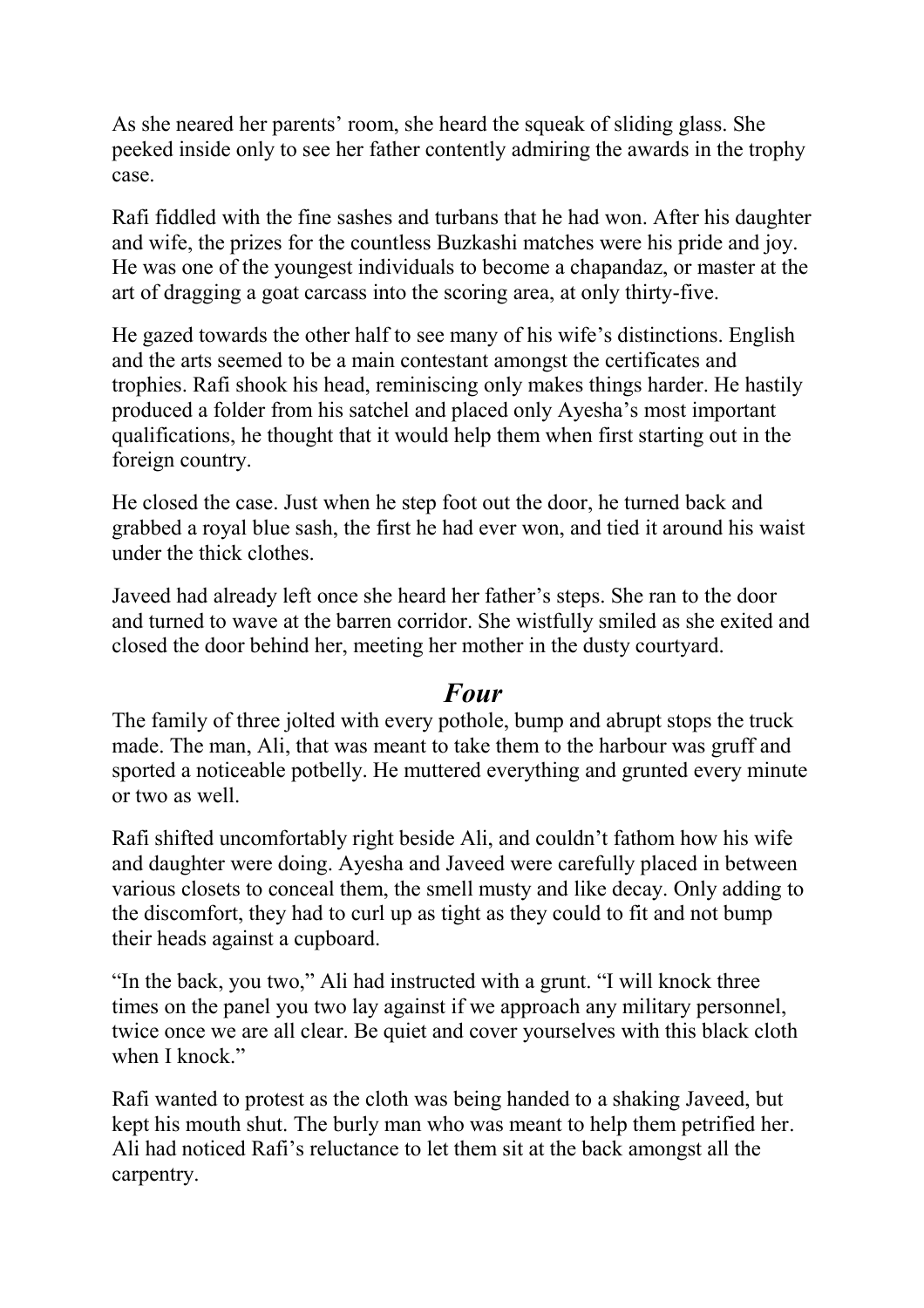As she neared her parents' room, she heard the squeak of sliding glass. She peeked inside only to see her father contently admiring the awards in the trophy case.

Rafi fiddled with the fine sashes and turbans that he had won. After his daughter and wife, the prizes for the countless Buzkashi matches were his pride and joy. He was one of the youngest individuals to become a chapandaz, or master at the art of dragging a goat carcass into the scoring area, at only thirty-five.

He gazed towards the other half to see many of his wife's distinctions. English and the arts seemed to be a main contestant amongst the certificates and trophies. Rafi shook his head, reminiscing only makes things harder. He hastily produced a folder from his satchel and placed only Ayesha's most important qualifications, he thought that it would help them when first starting out in the foreign country.

He closed the case. Just when he step foot out the door, he turned back and grabbed a royal blue sash, the first he had ever won, and tied it around his waist under the thick clothes.

Javeed had already left once she heard her father's steps. She ran to the door and turned to wave at the barren corridor. She wistfully smiled as she exited and closed the door behind her, meeting her mother in the dusty courtyard.

## *Four*

The family of three jolted with every pothole, bump and abrupt stops the truck made. The man, Ali, that was meant to take them to the harbour was gruff and sported a noticeable potbelly. He muttered everything and grunted every minute or two as well.

Rafi shifted uncomfortably right beside Ali, and couldn't fathom how his wife and daughter were doing. Ayesha and Javeed were carefully placed in between various closets to conceal them, the smell musty and like decay. Only adding to the discomfort, they had to curl up as tight as they could to fit and not bump their heads against a cupboard.

"In the back, you two," Ali had instructed with a grunt. "I will knock three times on the panel you two lay against if we approach any military personnel, twice once we are all clear. Be quiet and cover yourselves with this black cloth when I knock."

Rafi wanted to protest as the cloth was being handed to a shaking Javeed, but kept his mouth shut. The burly man who was meant to help them petrified her. Ali had noticed Rafi's reluctance to let them sit at the back amongst all the carpentry.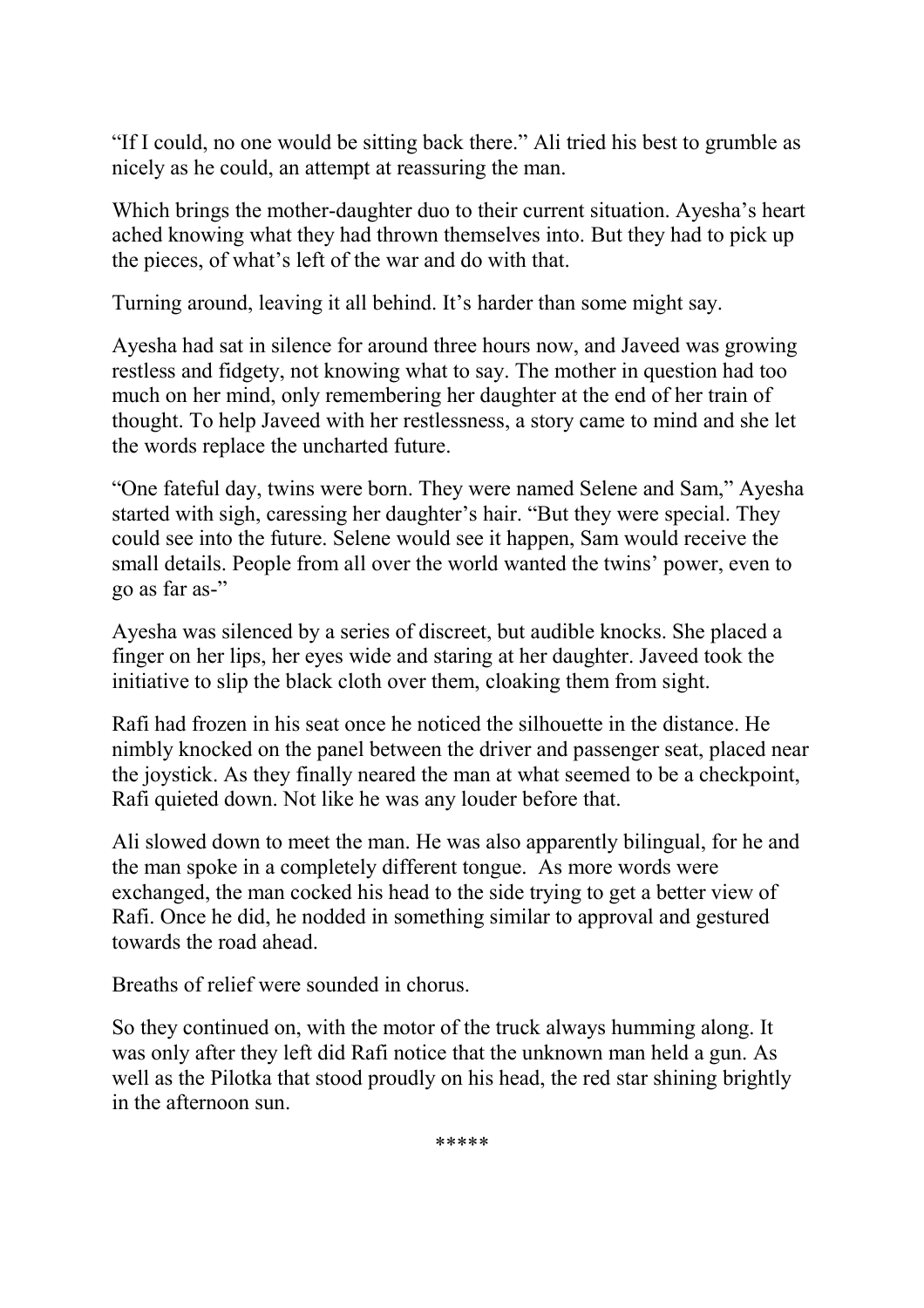"If I could, no one would be sitting back there." Ali tried his best to grumble as nicely as he could, an attempt at reassuring the man.

Which brings the mother-daughter duo to their current situation. Ayesha's heart ached knowing what they had thrown themselves into. But they had to pick up the pieces, of what's left of the war and do with that.

Turning around, leaving it all behind. It's harder than some might say.

Ayesha had sat in silence for around three hours now, and Javeed was growing restless and fidgety, not knowing what to say. The mother in question had too much on her mind, only remembering her daughter at the end of her train of thought. To help Javeed with her restlessness, a story came to mind and she let the words replace the uncharted future.

"One fateful day, twins were born. They were named Selene and Sam," Ayesha started with sigh, caressing her daughter's hair. "But they were special. They could see into the future. Selene would see it happen, Sam would receive the small details. People from all over the world wanted the twins' power, even to go as far as-"

Ayesha was silenced by a series of discreet, but audible knocks. She placed a finger on her lips, her eyes wide and staring at her daughter. Javeed took the initiative to slip the black cloth over them, cloaking them from sight.

Rafi had frozen in his seat once he noticed the silhouette in the distance. He nimbly knocked on the panel between the driver and passenger seat, placed near the joystick. As they finally neared the man at what seemed to be a checkpoint, Rafi quieted down. Not like he was any louder before that.

Ali slowed down to meet the man. He was also apparently bilingual, for he and the man spoke in a completely different tongue. As more words were exchanged, the man cocked his head to the side trying to get a better view of Rafi. Once he did, he nodded in something similar to approval and gestured towards the road ahead.

Breaths of relief were sounded in chorus.

So they continued on, with the motor of the truck always humming along. It was only after they left did Rafi notice that the unknown man held a gun. As well as the Pilotka that stood proudly on his head, the red star shining brightly in the afternoon sun.

*****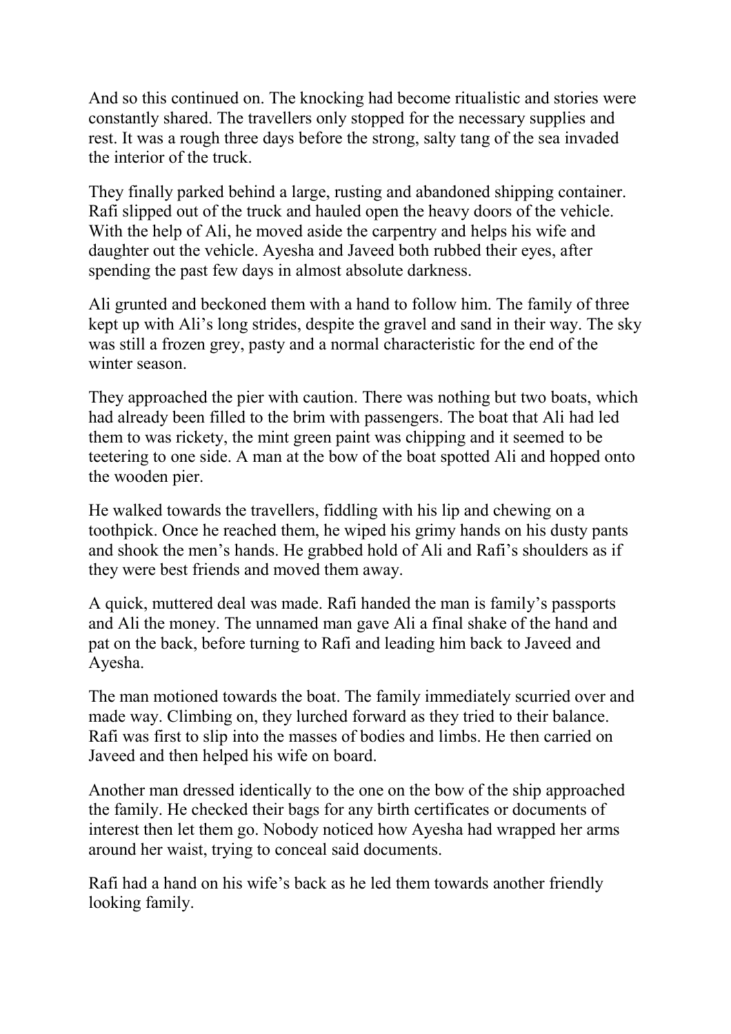And so this continued on. The knocking had become ritualistic and stories were constantly shared. The travellers only stopped for the necessary supplies and rest. It was a rough three days before the strong, salty tang of the sea invaded the interior of the truck.

They finally parked behind a large, rusting and abandoned shipping container. Rafi slipped out of the truck and hauled open the heavy doors of the vehicle. With the help of Ali, he moved aside the carpentry and helps his wife and daughter out the vehicle. Ayesha and Javeed both rubbed their eyes, after spending the past few days in almost absolute darkness.

Ali grunted and beckoned them with a hand to follow him. The family of three kept up with Ali's long strides, despite the gravel and sand in their way. The sky was still a frozen grey, pasty and a normal characteristic for the end of the winter season.

They approached the pier with caution. There was nothing but two boats, which had already been filled to the brim with passengers. The boat that Ali had led them to was rickety, the mint green paint was chipping and it seemed to be teetering to one side. A man at the bow of the boat spotted Ali and hopped onto the wooden pier.

He walked towards the travellers, fiddling with his lip and chewing on a toothpick. Once he reached them, he wiped his grimy hands on his dusty pants and shook the men's hands. He grabbed hold of Ali and Rafi's shoulders as if they were best friends and moved them away.

A quick, muttered deal was made. Rafi handed the man is family's passports and Ali the money. The unnamed man gave Ali a final shake of the hand and pat on the back, before turning to Rafi and leading him back to Javeed and Ayesha.

The man motioned towards the boat. The family immediately scurried over and made way. Climbing on, they lurched forward as they tried to their balance. Rafi was first to slip into the masses of bodies and limbs. He then carried on Javeed and then helped his wife on board.

Another man dressed identically to the one on the bow of the ship approached the family. He checked their bags for any birth certificates or documents of interest then let them go. Nobody noticed how Ayesha had wrapped her arms around her waist, trying to conceal said documents.

Rafi had a hand on his wife's back as he led them towards another friendly looking family.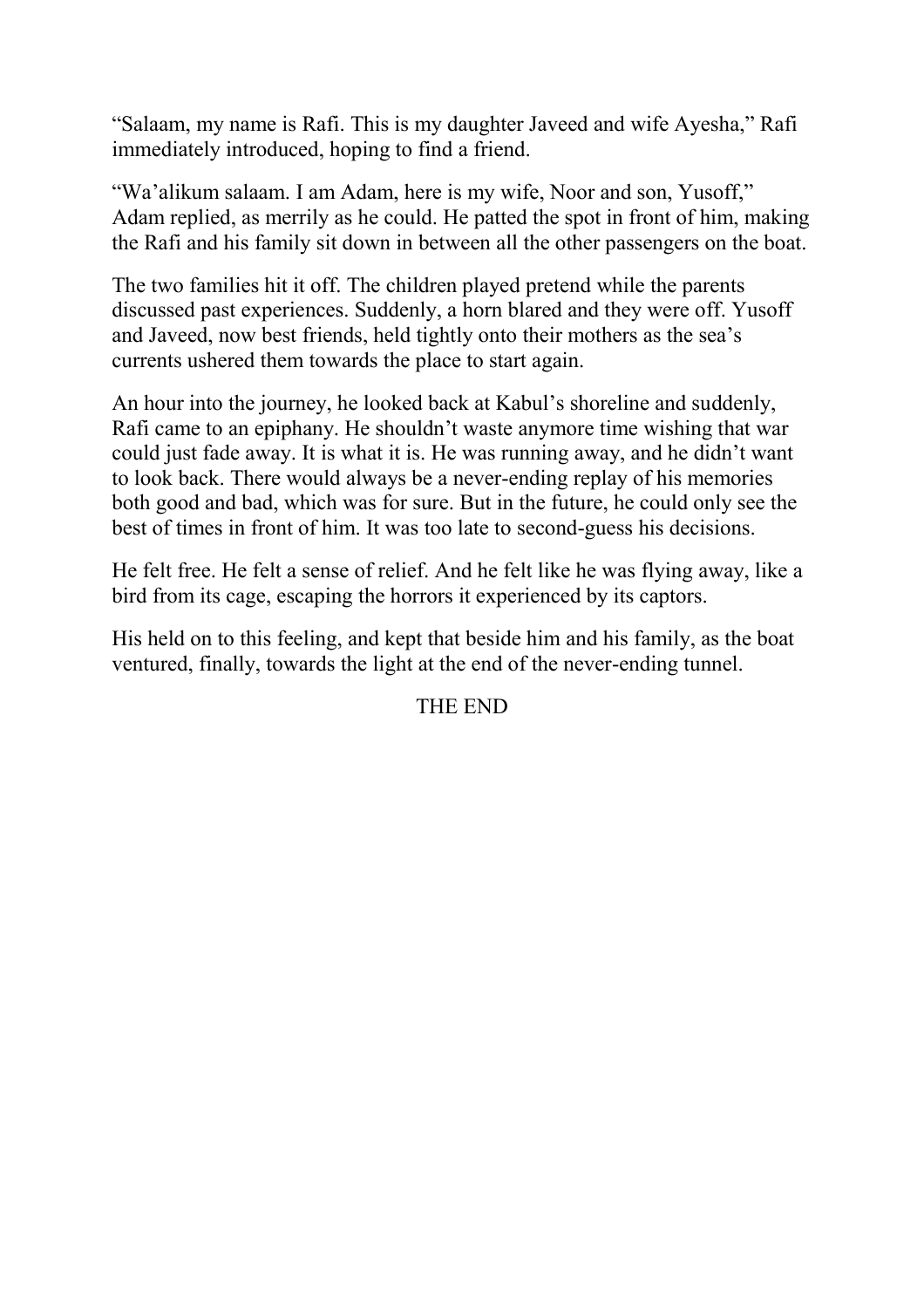"Salaam, my name is Rafi. This is my daughter Javeed and wife Ayesha," Rafi immediately introduced, hoping to find a friend.

"Wa'alikum salaam. I am Adam, here is my wife, Noor and son, Yusoff," Adam replied, as merrily as he could. He patted the spot in front of him, making the Rafi and his family sit down in between all the other passengers on the boat.

The two families hit it off. The children played pretend while the parents discussed past experiences. Suddenly, a horn blared and they were off. Yusoff and Javeed, now best friends, held tightly onto their mothers as the sea's currents ushered them towards the place to start again.

An hour into the journey, he looked back at Kabul's shoreline and suddenly, Rafi came to an epiphany. He shouldn't waste anymore time wishing that war could just fade away. It is what it is. He was running away, and he didn't want to look back. There would always be a never-ending replay of his memories both good and bad, which was for sure. But in the future, he could only see the best of times in front of him. It was too late to second-guess his decisions.

He felt free. He felt a sense of relief. And he felt like he was flying away, like a bird from its cage, escaping the horrors it experienced by its captors.

His held on to this feeling, and kept that beside him and his family, as the boat ventured, finally, towards the light at the end of the never-ending tunnel.

THE END